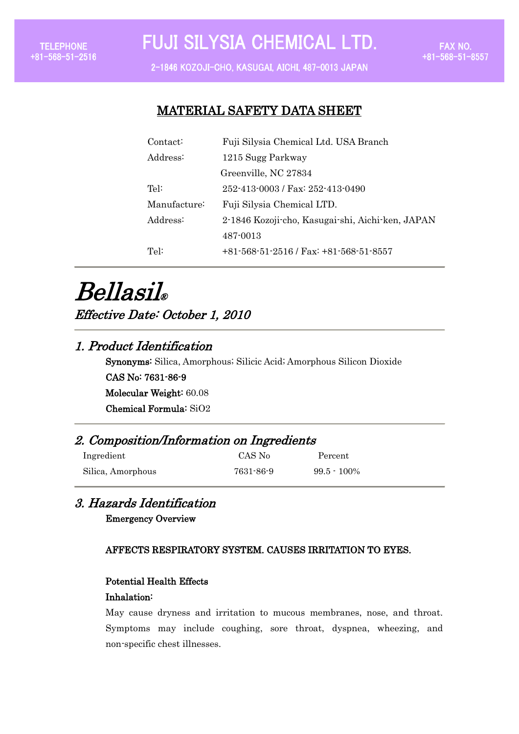TELEPHONE
+81-568-51-2516

# FUJI SILYSIA CHEMICAL LTD.

2-1846 KOZOJI-CHO, KASUGAI, AICHI, 487-0013 JAPAN

FAX NO.
+81-568-51-8557

## MATERIAL SAFETY DATA SHEET

| | |
|---|---|
| Contact: | Fuji Silysia Chemical Ltd. USA Branch |
| Address: | 1215 Sugg Parkway<br>Greenville, NC 27834 |
| Tel: | 252-413-0003 / Fax: 252-413-0490 |
| Manufacture: | Fuji Silysia Chemical LTD. |
| Address: | 2-1846 Kozoji-cho, Kasugai-shi, Aichi-ken, JAPAN 487-0013 |
| Tel: | +81-568-51-2516 / Fax: +81-568-51-8557 |

---

# *Bellasil®*

***Effective Date: October 1, 2010***

---

## *1. Product Identification*

**Synonyms:** Silica, Amorphous; Silicic Acid; Amorphous Silicon Dioxide

**CAS No: 7631-86-9**

**Molecular Weight:** 60.08

**Chemical Formula:** $SiO_2$

---

## *2. Composition/Information on Ingredients*

| Ingredient | CAS No | Percent |
|---|---|---|
| Silica, Amorphous | 7631-86-9 | 99.5 - 100% |

---

## *3. Hazards Identification*

**Emergency Overview**

**AFFECTS RESPIRATORY SYSTEM. CAUSES IRRITATION TO EYES.**

**Potential Health Effects**

**Inhalation:**

May cause dryness and irritation to mucous membranes, nose, and throat. Symptoms may include coughing, sore throat, dyspnea, wheezing, and non-specific chest illnesses.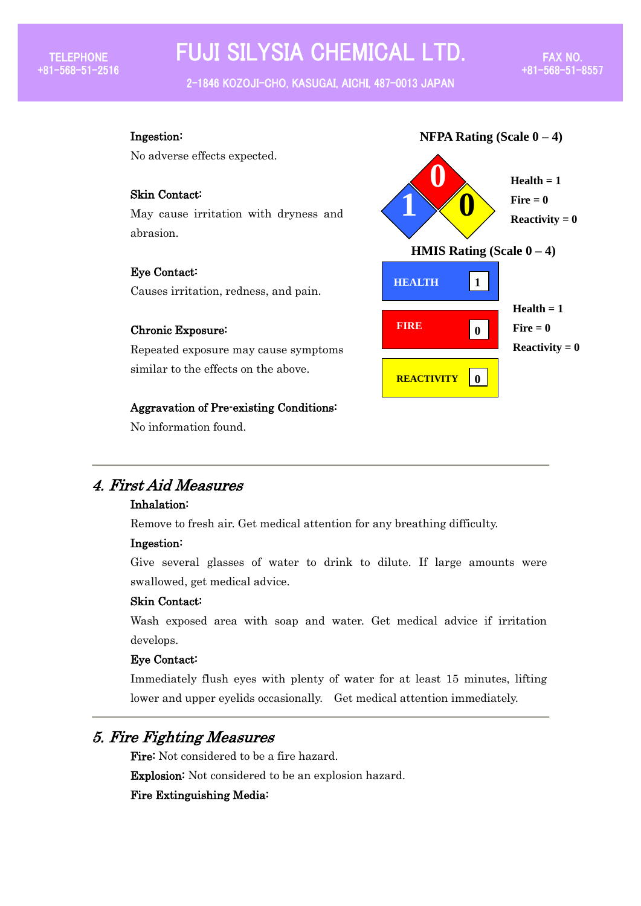**Ingestion:**

No adverse effects expected.

**Skin Contact:**

May cause irritation with dryness and abrasion.

**Eye Contact:**

Causes irritation, redness, and pain.

**Chronic Exposure:**

Repeated exposure may cause symptoms similar to the effects on the above.

**Aggravation of Pre-existing Conditions:**

No information found.

**NFPA Rating (Scale 0 – 4)**

0
1
0

Health = 1
Fire = 0
Reactivity = 0

**HMIS Rating (Scale 0 – 4)**

HEALTH 1
FIRE 0
REACTIVITY 0

Health = 1
Fire = 0
Reactivity = 0

## *4. First Aid Measures*

**Inhalation:**

Remove to fresh air. Get medical attention for any breathing difficulty.

**Ingestion:**

Give several glasses of water to drink to dilute. If large amounts were swallowed, get medical advice.

**Skin Contact:**

Wash exposed area with soap and water. Get medical advice if irritation develops.

**Eye Contact:**

Immediately flush eyes with plenty of water for at least 15 minutes, lifting lower and upper eyelids occasionally. Get medical attention immediately.

## *5. Fire Fighting Measures*

**Fire:** Not considered to be a fire hazard.

**Explosion:** Not considered to be an explosion hazard.

**Fire Extinguishing Media:**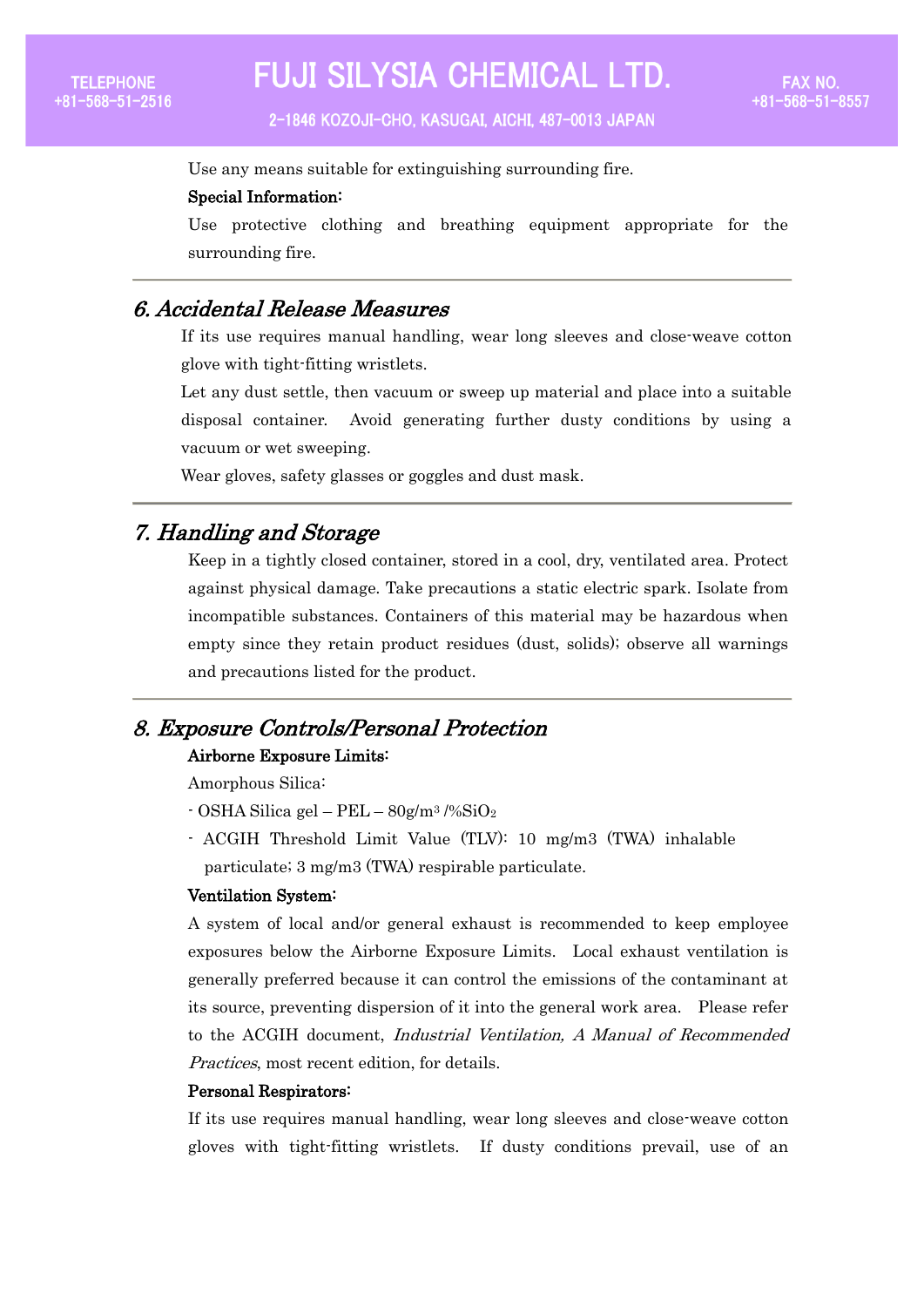Use any means suitable for extinguishing surrounding fire.

**Special Information:**

Use protective clothing and breathing equipment appropriate for the surrounding fire.

## *6. Accidental Release Measures*

If its use requires manual handling, wear long sleeves and close-weave cotton glove with tight-fitting wristlets.

Let any dust settle, then vacuum or sweep up material and place into a suitable disposal container. Avoid generating further dusty conditions by using a vacuum or wet sweeping.

Wear gloves, safety glasses or goggles and dust mask.

## *7. Handling and Storage*

Keep in a tightly closed container, stored in a cool, dry, ventilated area. Protect against physical damage. Take precautions a static electric spark. Isolate from incompatible substances. Containers of this material may be hazardous when empty since they retain product residues (dust, solids); observe all warnings and precautions listed for the product.

## *8. Exposure Controls/Personal Protection*

**Airborne Exposure Limits:**

Amorphous Silica:

- OSHA Silica gel – PEL – $80g/m^3$ /%$SiO_2$
- ACGIH Threshold Limit Value (TLV): 10 mg/m3 (TWA) inhalable particulate; 3 mg/m3 (TWA) respirable particulate.

**Ventilation System:**

A system of local and/or general exhaust is recommended to keep employee exposures below the Airborne Exposure Limits. Local exhaust ventilation is generally preferred because it can control the emissions of the contaminant at its source, preventing dispersion of it into the general work area. Please refer to the ACGIH document, *Industrial Ventilation, A Manual of Recommended Practices*, most recent edition, for details.

**Personal Respirators:**

If its use requires manual handling, wear long sleeves and close-weave cotton gloves with tight-fitting wristlets. If dusty conditions prevail, use of an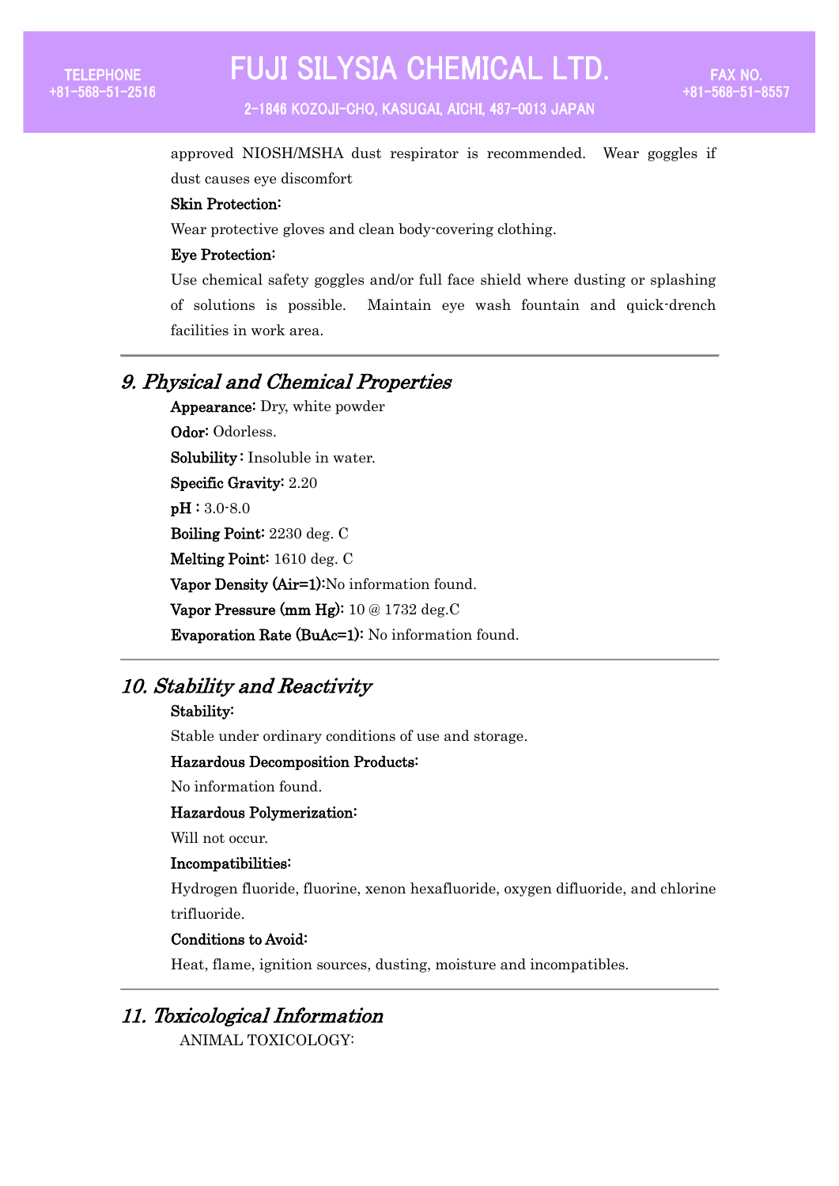approved NIOSH/MSHA dust respirator is recommended. Wear goggles if dust causes eye discomfort

**Skin Protection:**

Wear protective gloves and clean body-covering clothing.

**Eye Protection:**

Use chemical safety goggles and/or full face shield where dusting or splashing of solutions is possible. Maintain eye wash fountain and quick-drench facilities in work area.

## *9. Physical and Chemical Properties*

**Appearance:** Dry, white powder

**Odor:** Odorless.

**Solubility:** Insoluble in water.

**Specific Gravity:** 2.20

**pH:** 3.0-8.0

**Boiling Point:** 2230 deg. C

**Melting Point:** 1610 deg. C

**Vapor Density (Air=1):** No information found.

**Vapor Pressure (mm Hg):** 10 @ 1732 deg.C

**Evaporation Rate (BuAc=1):** No information found.

## *10. Stability and Reactivity*

**Stability:**

Stable under ordinary conditions of use and storage.

**Hazardous Decomposition Products:**

No information found.

**Hazardous Polymerization:**

Will not occur.

**Incompatibilities:**

Hydrogen fluoride, fluorine, xenon hexafluoride, oxygen difluoride, and chlorine trifluoride.

**Conditions to Avoid:**

Heat, flame, ignition sources, dusting, moisture and incompatibles.

## *11. Toxicological Information*

ANIMAL TOXICOLOGY: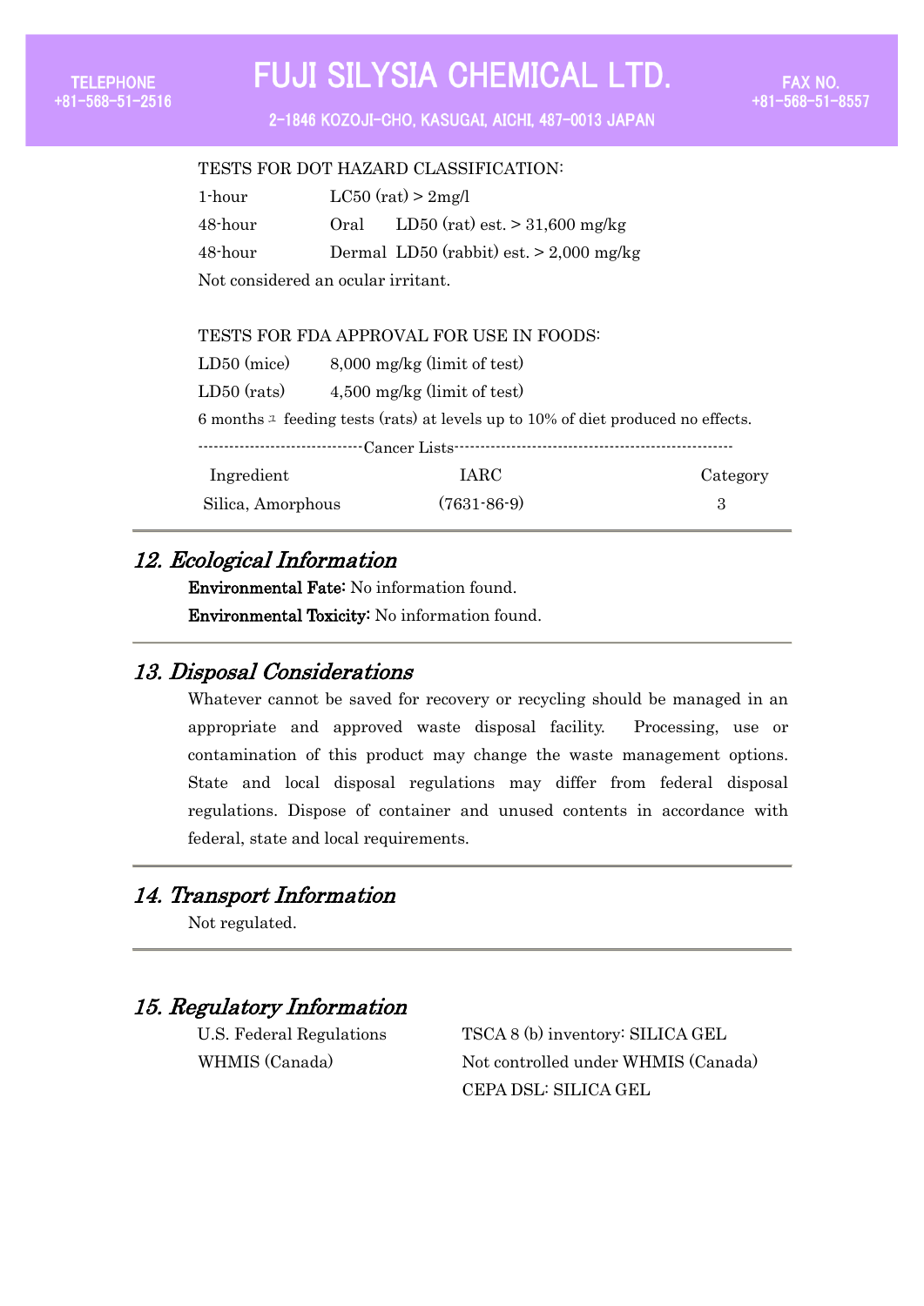TESTS FOR DOT HAZARD CLASSIFICATION:

| | | |
|---|---|---|
| 1-hour | | LC50 (rat) > 2mg/l |
| 48-hour | Oral | LD50 (rat) est. > 31,600 mg/kg |
| 48-hour | Dermal | LD50 (rabbit) est. > 2,000 mg/kg |

Not considered an ocular irritant.

TESTS FOR FDA APPROVAL FOR USE IN FOODS:

| | |
|---|---|
| LD50 (mice) | 8,000 mg/kg (limit of test) |
| LD50 (rats) | 4,500 mg/kg (limit of test) |

6 months ュ feeding tests (rats) at levels up to 10% of diet produced no effects.

--------------------------------Cancer Lists-----------------------------------------------------

| Ingredient | IARC | Category |
|---|---|---|
| Silica, Amorphous | (7631-86-9) | 3 |

## *12. Ecological Information*

**Environmental Fate:** No information found.

**Environmental Toxicity:** No information found.

## *13. Disposal Considerations*

Whatever cannot be saved for recovery or recycling should be managed in an appropriate and approved waste disposal facility. Processing, use or contamination of this product may change the waste management options. State and local disposal regulations may differ from federal disposal regulations. Dispose of container and unused contents in accordance with federal, state and local requirements.

## *14. Transport Information*

Not regulated.

## *15. Regulatory Information*

| | |
|---|---|
| U.S. Federal Regulations | TSCA 8 (b) inventory: SILICA GEL |
| WHMIS (Canada) | Not controlled under WHMIS (Canada) |
| | CEPA DSL: SILICA GEL |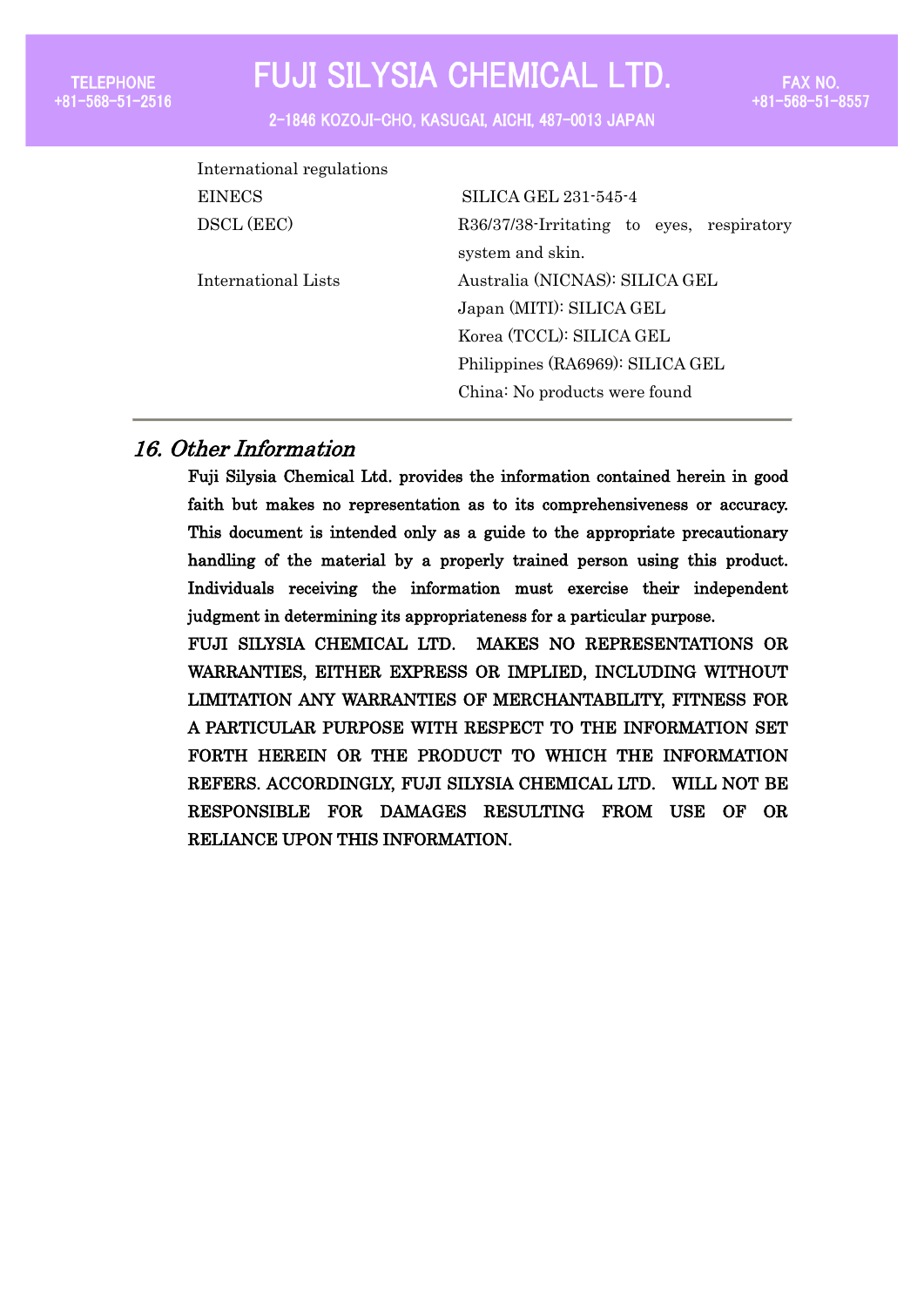| | |
|---|---|
| International regulations | |
| EINECS | SILICA GEL 231-545-4 |
| DSCL (EEC) | R36/37/38-Irritating to eyes, respiratory system and skin. |
| International Lists | Australia (NICNAS): SILICA GEL |
| | Japan (MITI): SILICA GEL |
| | Korea (TCCL): SILICA GEL |
| | Philippines (RA6969): SILICA GEL |
| | China: No products were found |

## *16. Other Information*

**Fuji Silysia Chemical Ltd. provides the information contained herein in good faith but makes no representation as to its comprehensiveness or accuracy. This document is intended only as a guide to the appropriate precautionary handling of the material by a properly trained person using this product. Individuals receiving the information must exercise their independent judgment in determining its appropriateness for a particular purpose.**

**FUJI SILYSIA CHEMICAL LTD. MAKES NO REPRESENTATIONS OR WARRANTIES, EITHER EXPRESS OR IMPLIED, INCLUDING WITHOUT LIMITATION ANY WARRANTIES OF MERCHANTABILITY, FITNESS FOR A PARTICULAR PURPOSE WITH RESPECT TO THE INFORMATION SET FORTH HEREIN OR THE PRODUCT TO WHICH THE INFORMATION REFERS. ACCORDINGLY, FUJI SILYSIA CHEMICAL LTD. WILL NOT BE RESPONSIBLE FOR DAMAGES RESULTING FROM USE OF OR RELIANCE UPON THIS INFORMATION.**